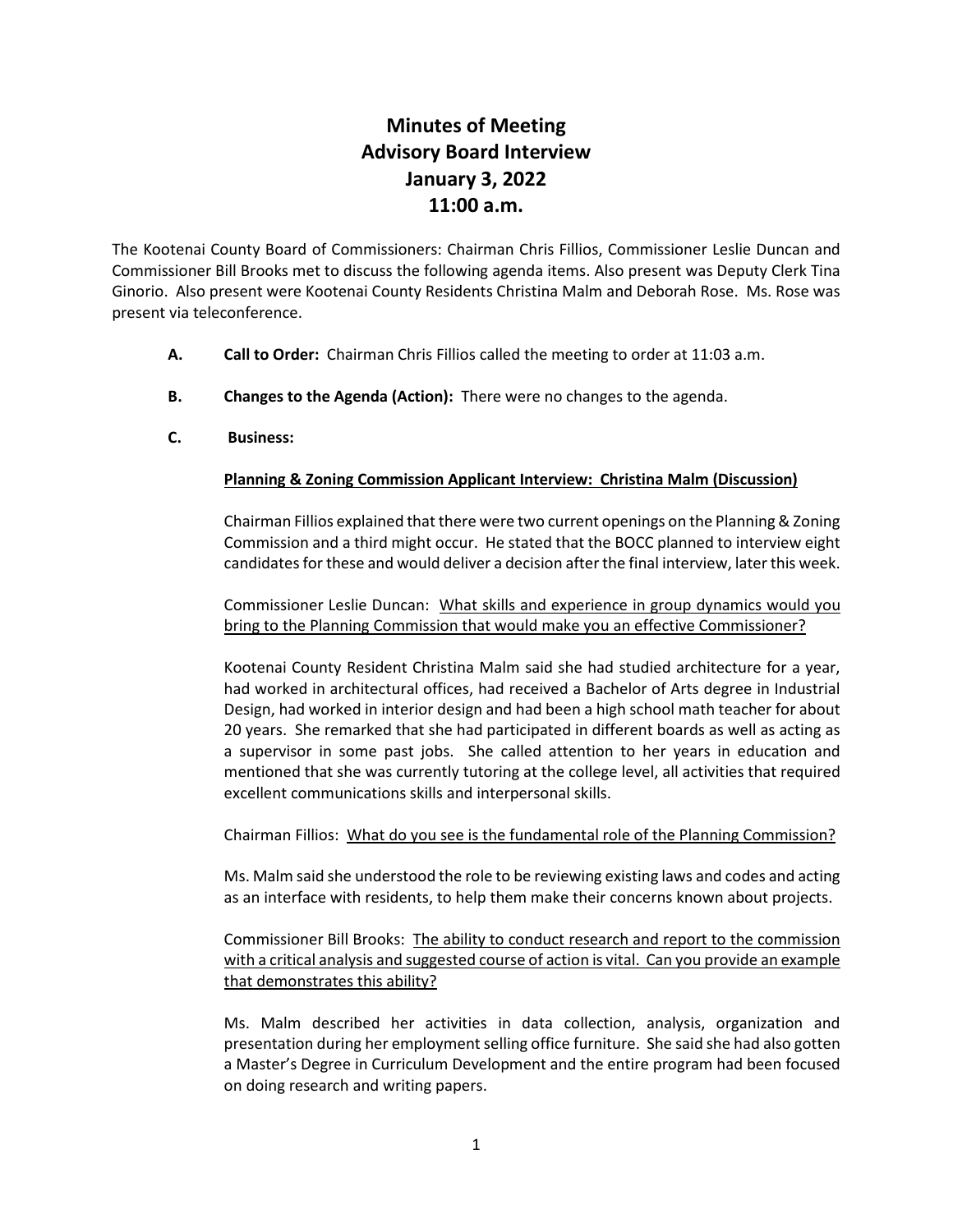# Minutes of Meeting
# Advisory Board Interview
# January 3, 2022
# 11:00 a.m.

The Kootenai County Board of Commissioners: Chairman Chris Fillios, Commissioner Leslie Duncan and Commissioner Bill Brooks met to discuss the following agenda items. Also present was Deputy Clerk Tina Ginorio. Also present were Kootenai County Residents Christina Malm and Deborah Rose. Ms. Rose was present via teleconference.

**A. Call to Order:** Chairman Chris Fillios called the meeting to order at 11:03 a.m.

**B. Changes to the Agenda (Action):** There were no changes to the agenda.

**C. Business:**

**Planning & Zoning Commission Applicant Interview: Christina Malm (Discussion)**

Chairman Fillios explained that there were two current openings on the Planning & Zoning Commission and a third might occur. He stated that the BOCC planned to interview eight candidates for these and would deliver a decision after the final interview, later this week.

Commissioner Leslie Duncan: What skills and experience in group dynamics would you bring to the Planning Commission that would make you an effective Commissioner?

Kootenai County Resident Christina Malm said she had studied architecture for a year, had worked in architectural offices, had received a Bachelor of Arts degree in Industrial Design, had worked in interior design and had been a high school math teacher for about 20 years. She remarked that she had participated in different boards as well as acting as a supervisor in some past jobs. She called attention to her years in education and mentioned that she was currently tutoring at the college level, all activities that required excellent communications skills and interpersonal skills.

Chairman Fillios: What do you see is the fundamental role of the Planning Commission?

Ms. Malm said she understood the role to be reviewing existing laws and codes and acting as an interface with residents, to help them make their concerns known about projects.

Commissioner Bill Brooks: The ability to conduct research and report to the commission with a critical analysis and suggested course of action is vital. Can you provide an example that demonstrates this ability?

Ms. Malm described her activities in data collection, analysis, organization and presentation during her employment selling office furniture. She said she had also gotten a Master's Degree in Curriculum Development and the entire program had been focused on doing research and writing papers.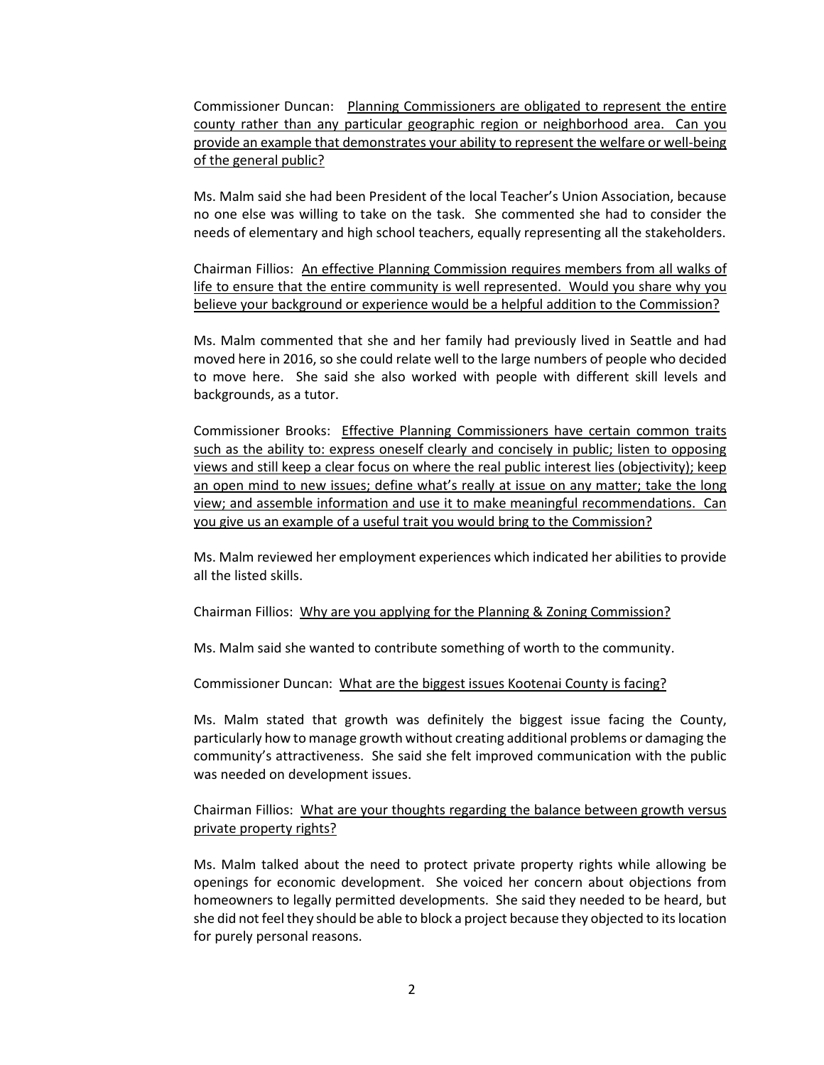Commissioner Duncan: Planning Commissioners are obligated to represent the entire county rather than any particular geographic region or neighborhood area. Can you provide an example that demonstrates your ability to represent the welfare or well-being of the general public?

Ms. Malm said she had been President of the local Teacher's Union Association, because no one else was willing to take on the task. She commented she had to consider the needs of elementary and high school teachers, equally representing all the stakeholders.

Chairman Fillios: An effective Planning Commission requires members from all walks of life to ensure that the entire community is well represented. Would you share why you believe your background or experience would be a helpful addition to the Commission?

Ms. Malm commented that she and her family had previously lived in Seattle and had moved here in 2016, so she could relate well to the large numbers of people who decided to move here. She said she also worked with people with different skill levels and backgrounds, as a tutor.

Commissioner Brooks: Effective Planning Commissioners have certain common traits such as the ability to: express oneself clearly and concisely in public; listen to opposing views and still keep a clear focus on where the real public interest lies (objectivity); keep an open mind to new issues; define what's really at issue on any matter; take the long view; and assemble information and use it to make meaningful recommendations. Can you give us an example of a useful trait you would bring to the Commission?

Ms. Malm reviewed her employment experiences which indicated her abilities to provide all the listed skills.

Chairman Fillios: Why are you applying for the Planning & Zoning Commission?

Ms. Malm said she wanted to contribute something of worth to the community.

Commissioner Duncan: What are the biggest issues Kootenai County is facing?

Ms. Malm stated that growth was definitely the biggest issue facing the County, particularly how to manage growth without creating additional problems or damaging the community's attractiveness. She said she felt improved communication with the public was needed on development issues.

Chairman Fillios: What are your thoughts regarding the balance between growth versus private property rights?

Ms. Malm talked about the need to protect private property rights while allowing be openings for economic development. She voiced her concern about objections from homeowners to legally permitted developments. She said they needed to be heard, but she did not feel they should be able to block a project because they objected to its location for purely personal reasons.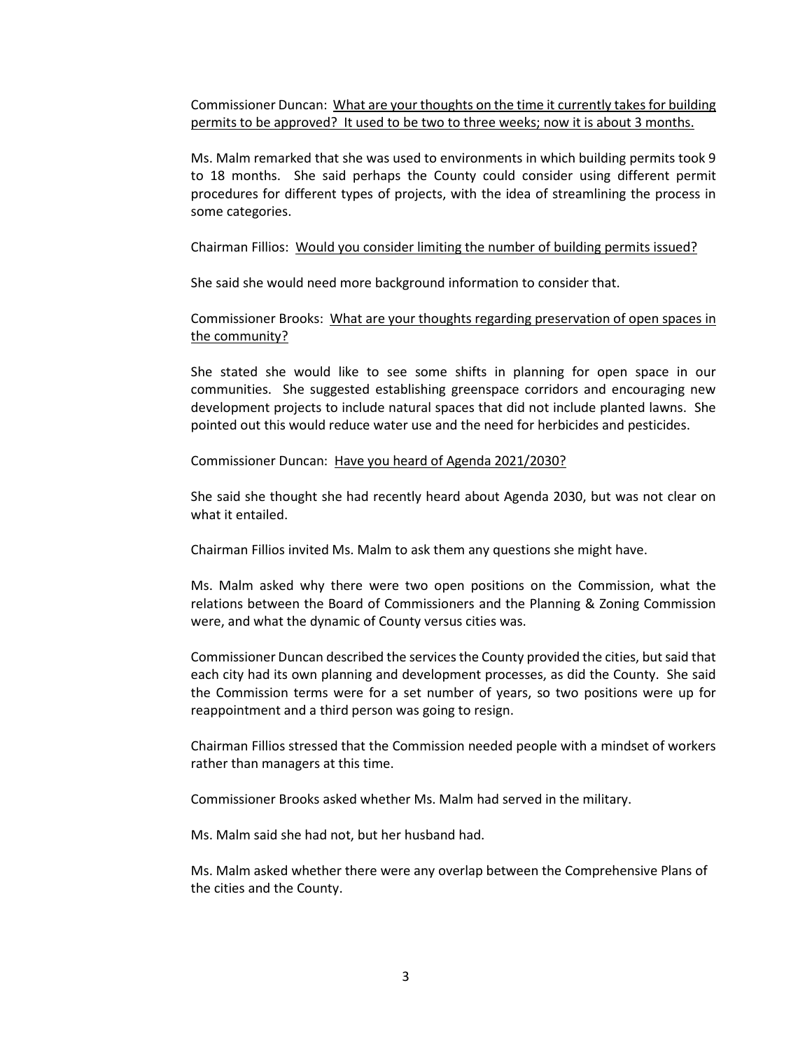Commissioner Duncan: <u>What are your thoughts on the time it currently takes for building permits to be approved? It used to be two to three weeks; now it is about 3 months.</u>

Ms. Malm remarked that she was used to environments in which building permits took 9 to 18 months. She said perhaps the County could consider using different permit procedures for different types of projects, with the idea of streamlining the process in some categories.

Chairman Fillios: <u>Would you consider limiting the number of building permits issued?</u>

She said she would need more background information to consider that.

Commissioner Brooks: <u>What are your thoughts regarding preservation of open spaces in the community?</u>

She stated she would like to see some shifts in planning for open space in our communities. She suggested establishing greenspace corridors and encouraging new development projects to include natural spaces that did not include planted lawns. She pointed out this would reduce water use and the need for herbicides and pesticides.

Commissioner Duncan: <u>Have you heard of Agenda 2021/2030?</u>

She said she thought she had recently heard about Agenda 2030, but was not clear on what it entailed.

Chairman Fillios invited Ms. Malm to ask them any questions she might have.

Ms. Malm asked why there were two open positions on the Commission, what the relations between the Board of Commissioners and the Planning & Zoning Commission were, and what the dynamic of County versus cities was.

Commissioner Duncan described the services the County provided the cities, but said that each city had its own planning and development processes, as did the County. She said the Commission terms were for a set number of years, so two positions were up for reappointment and a third person was going to resign.

Chairman Fillios stressed that the Commission needed people with a mindset of workers rather than managers at this time.

Commissioner Brooks asked whether Ms. Malm had served in the military.

Ms. Malm said she had not, but her husband had.

Ms. Malm asked whether there were any overlap between the Comprehensive Plans of the cities and the County.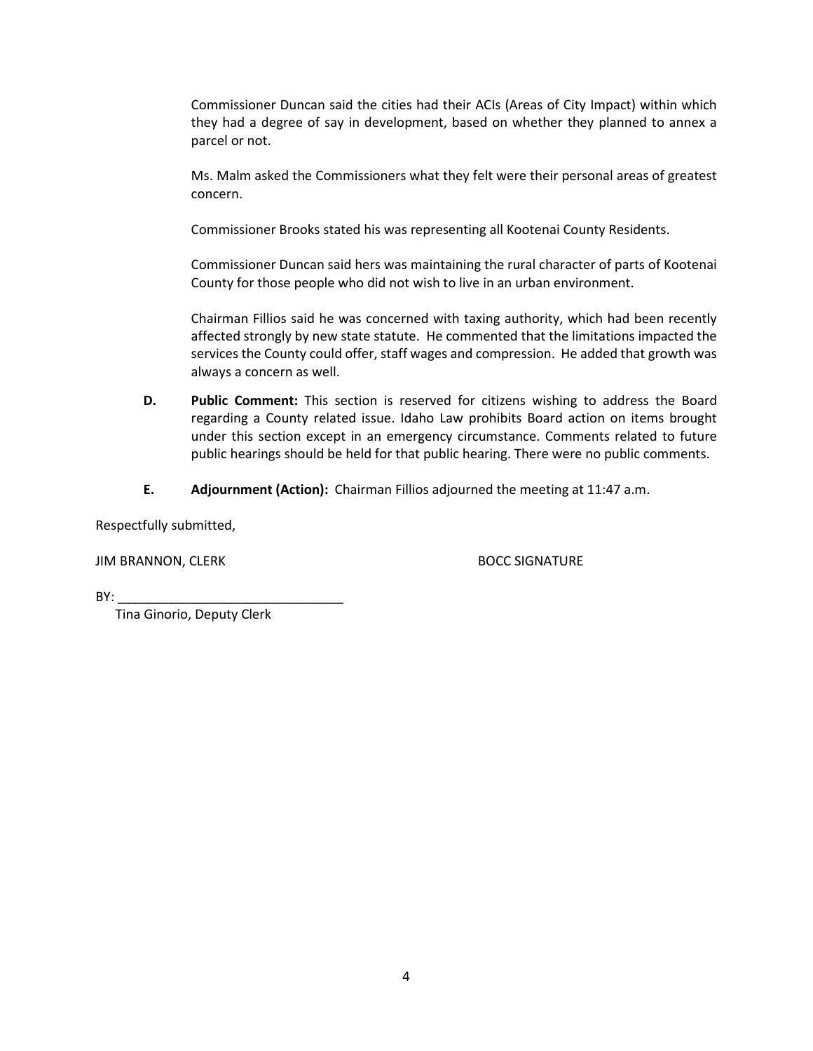Commissioner Duncan said the cities had their ACIs (Areas of City Impact) within which they had a degree of say in development, based on whether they planned to annex a parcel or not.

Ms. Malm asked the Commissioners what they felt were their personal areas of greatest concern.

Commissioner Brooks stated his was representing all Kootenai County Residents.

Commissioner Duncan said hers was maintaining the rural character of parts of Kootenai County for those people who did not wish to live in an urban environment.

Chairman Fillios said he was concerned with taxing authority, which had been recently affected strongly by new state statute. He commented that the limitations impacted the services the County could offer, staff wages and compression. He added that growth was always a concern as well.

**D. Public Comment:** This section is reserved for citizens wishing to address the Board regarding a County related issue. Idaho Law prohibits Board action on items brought under this section except in an emergency circumstance. Comments related to future public hearings should be held for that public hearing. There were no public comments.

**E. Adjournment (Action):** Chairman Fillios adjourned the meeting at 11:47 a.m.

Respectfully submitted,

JIM BRANNON, CLERK

BOCC SIGNATURE

BY: _______________________________

Tina Ginorio, Deputy Clerk